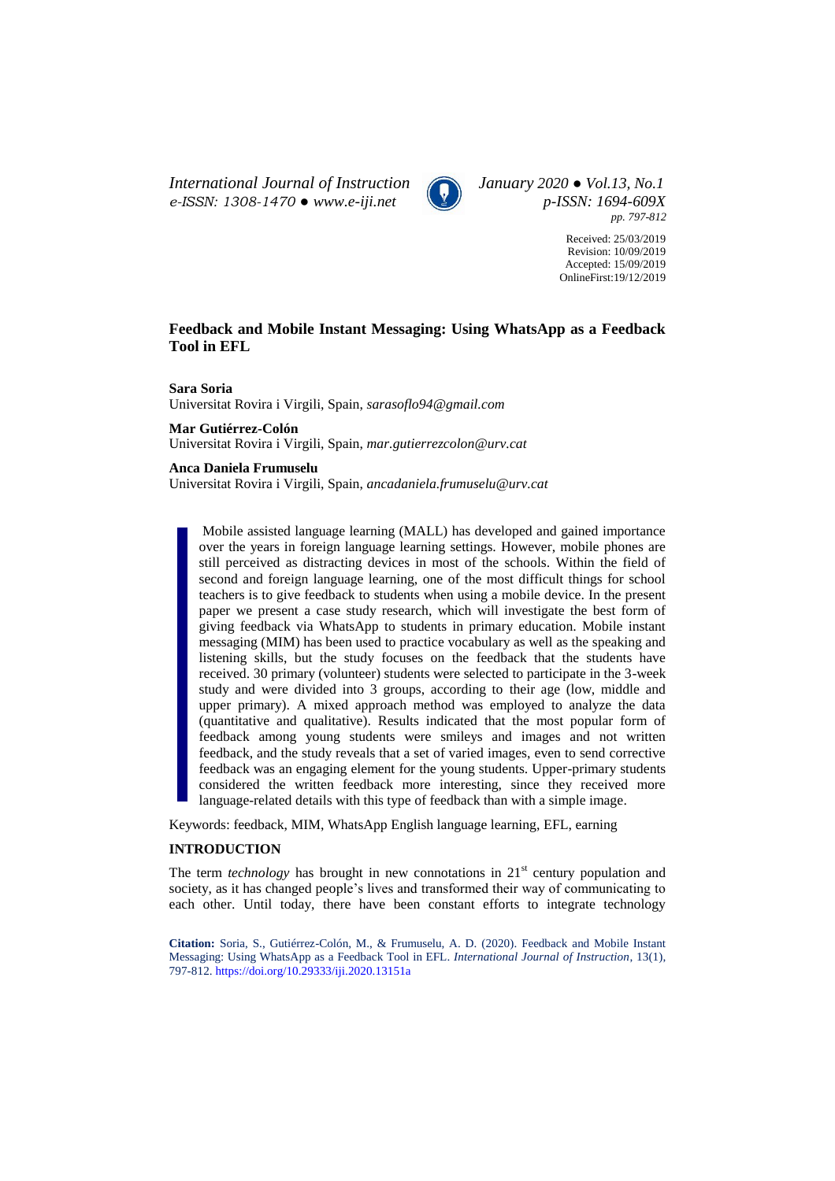# Feedback and Mobile Instant Messaging: Using WhatsApp as a Feedback Tool in EFL

**Sara Soria**
Universitat Rovira i Virgili, Spain, *sarasoflo94@gmail.com*

**Mar Gutiérrez-Colón**
Universitat Rovira i Virgili, Spain, *mar.gutierrezcolon@urv.cat*

**Anca Daniela Frumuselu**
Universitat Rovira i Virgili, Spain, *ancadaniela.frumuselu@urv.cat*

Received: 25/03/2019
Revision: 10/09/2019
Accepted: 15/09/2019
OnlineFirst:19/12/2019

> Mobile assisted language learning (MALL) has developed and gained importance over the years in foreign language learning settings. However, mobile phones are still perceived as distracting devices in most of the schools. Within the field of second and foreign language learning, one of the most difficult things for school teachers is to give feedback to students when using a mobile device. In the present paper we present a case study research, which will investigate the best form of giving feedback via WhatsApp to students in primary education. Mobile instant messaging (MIM) has been used to practice vocabulary as well as the speaking and listening skills, but the study focuses on the feedback that the students have received. 30 primary (volunteer) students were selected to participate in the 3-week study and were divided into 3 groups, according to their age (low, middle and upper primary). A mixed approach method was employed to analyze the data (quantitative and qualitative). Results indicated that the most popular form of feedback among young students were smileys and images and not written feedback, and the study reveals that a set of varied images, even to send corrective feedback was an engaging element for the young students. Upper-primary students considered the written feedback more interesting, since they received more language-related details with this type of feedback than with a simple image.

Keywords: feedback, MIM, WhatsApp English language learning, EFL, earning

## INTRODUCTION

The term *technology* has brought in new connotations in 21st century population and society, as it has changed people's lives and transformed their way of communicating to each other. Until today, there have been constant efforts to integrate technology

**Citation:** Soria, S., Gutiérrez-Colón, M., & Frumuselu, A. D. (2020). Feedback and Mobile Instant Messaging: Using WhatsApp as a Feedback Tool in EFL. *International Journal of Instruction*, 13(1), 797-812. https://doi.org/10.29333/iji.2020.13151a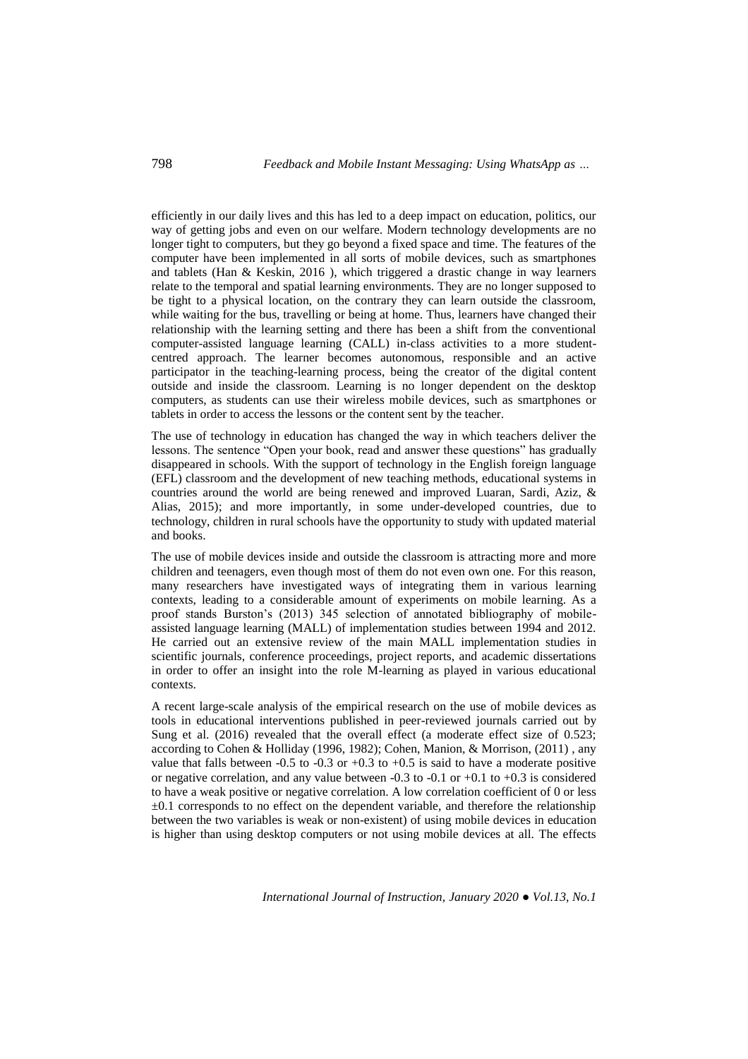efficiently in our daily lives and this has led to a deep impact on education, politics, our way of getting jobs and even on our welfare. Modern technology developments are no longer tight to computers, but they go beyond a fixed space and time. The features of the computer have been implemented in all sorts of mobile devices, such as smartphones and tablets (Han & Keskin, 2016 ), which triggered a drastic change in way learners relate to the temporal and spatial learning environments. They are no longer supposed to be tight to a physical location, on the contrary they can learn outside the classroom, while waiting for the bus, travelling or being at home. Thus, learners have changed their relationship with the learning setting and there has been a shift from the conventional computer-assisted language learning (CALL) in-class activities to a more student-centred approach. The learner becomes autonomous, responsible and an active participator in the teaching-learning process, being the creator of the digital content outside and inside the classroom. Learning is no longer dependent on the desktop computers, as students can use their wireless mobile devices, such as smartphones or tablets in order to access the lessons or the content sent by the teacher.

The use of technology in education has changed the way in which teachers deliver the lessons. The sentence "Open your book, read and answer these questions" has gradually disappeared in schools. With the support of technology in the English foreign language (EFL) classroom and the development of new teaching methods, educational systems in countries around the world are being renewed and improved Luaran, Sardi, Aziz, & Alias, 2015); and more importantly, in some under-developed countries, due to technology, children in rural schools have the opportunity to study with updated material and books.

The use of mobile devices inside and outside the classroom is attracting more and more children and teenagers, even though most of them do not even own one. For this reason, many researchers have investigated ways of integrating them in various learning contexts, leading to a considerable amount of experiments on mobile learning. As a proof stands Burston's (2013) 345 selection of annotated bibliography of mobile-assisted language learning (MALL) of implementation studies between 1994 and 2012. He carried out an extensive review of the main MALL implementation studies in scientific journals, conference proceedings, project reports, and academic dissertations in order to offer an insight into the role M-learning as played in various educational contexts.

A recent large-scale analysis of the empirical research on the use of mobile devices as tools in educational interventions published in peer-reviewed journals carried out by Sung et al. (2016) revealed that the overall effect (a moderate effect size of 0.523; according to Cohen & Holliday (1996, 1982); Cohen, Manion, & Morrison, (2011) , any value that falls between -0.5 to -0.3 or +0.3 to +0.5 is said to have a moderate positive or negative correlation, and any value between -0.3 to -0.1 or +0.1 to +0.3 is considered to have a weak positive or negative correlation. A low correlation coefficient of 0 or less ±0.1 corresponds to no effect on the dependent variable, and therefore the relationship between the two variables is weak or non-existent) of using mobile devices in education is higher than using desktop computers or not using mobile devices at all. The effects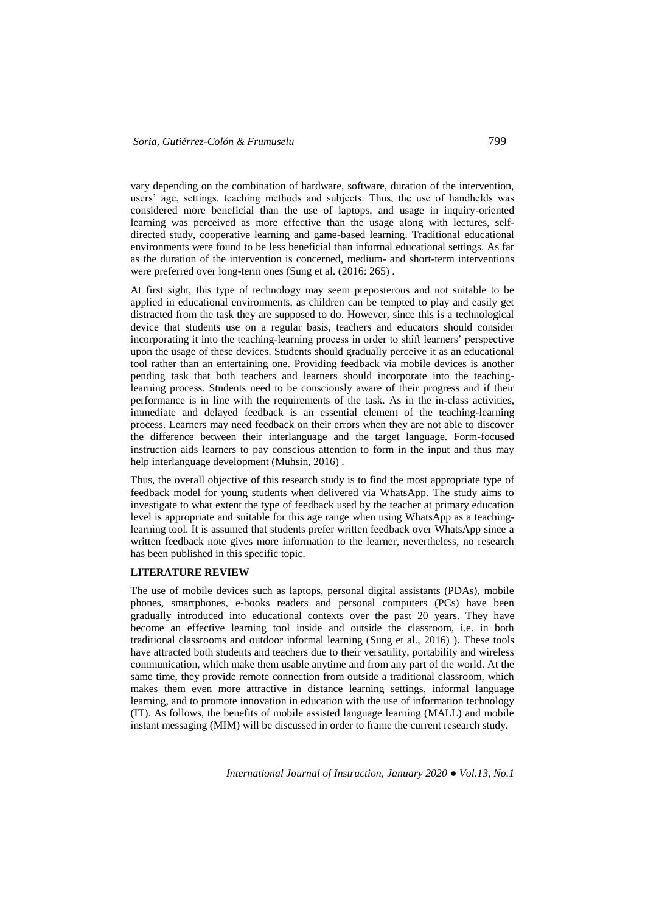vary depending on the combination of hardware, software, duration of the intervention, users' age, settings, teaching methods and subjects. Thus, the use of handhelds was considered more beneficial than the use of laptops, and usage in inquiry-oriented learning was perceived as more effective than the usage along with lectures, self-directed study, cooperative learning and game-based learning. Traditional educational environments were found to be less beneficial than informal educational settings. As far as the duration of the intervention is concerned, medium- and short-term interventions were preferred over long-term ones (Sung et al. (2016: 265) .

At first sight, this type of technology may seem preposterous and not suitable to be applied in educational environments, as children can be tempted to play and easily get distracted from the task they are supposed to do. However, since this is a technological device that students use on a regular basis, teachers and educators should consider incorporating it into the teaching-learning process in order to shift learners' perspective upon the usage of these devices. Students should gradually perceive it as an educational tool rather than an entertaining one. Providing feedback via mobile devices is another pending task that both teachers and learners should incorporate into the teaching-learning process. Students need to be consciously aware of their progress and if their performance is in line with the requirements of the task. As in the in-class activities, immediate and delayed feedback is an essential element of the teaching-learning process. Learners may need feedback on their errors when they are not able to discover the difference between their interlanguage and the target language. Form-focused instruction aids learners to pay conscious attention to form in the input and thus may help interlanguage development (Muhsin, 2016) .

Thus, the overall objective of this research study is to find the most appropriate type of feedback model for young students when delivered via WhatsApp. The study aims to investigate to what extent the type of feedback used by the teacher at primary education level is appropriate and suitable for this age range when using WhatsApp as a teaching-learning tool. It is assumed that students prefer written feedback over WhatsApp since a written feedback note gives more information to the learner, nevertheless, no research has been published in this specific topic.

## LITERATURE REVIEW

The use of mobile devices such as laptops, personal digital assistants (PDAs), mobile phones, smartphones, e-books readers and personal computers (PCs) have been gradually introduced into educational contexts over the past 20 years. They have become an effective learning tool inside and outside the classroom, i.e. in both traditional classrooms and outdoor informal learning (Sung et al., 2016) ). These tools have attracted both students and teachers due to their versatility, portability and wireless communication, which make them usable anytime and from any part of the world. At the same time, they provide remote connection from outside a traditional classroom, which makes them even more attractive in distance learning settings, informal language learning, and to promote innovation in education with the use of information technology (IT). As follows, the benefits of mobile assisted language learning (MALL) and mobile instant messaging (MIM) will be discussed in order to frame the current research study.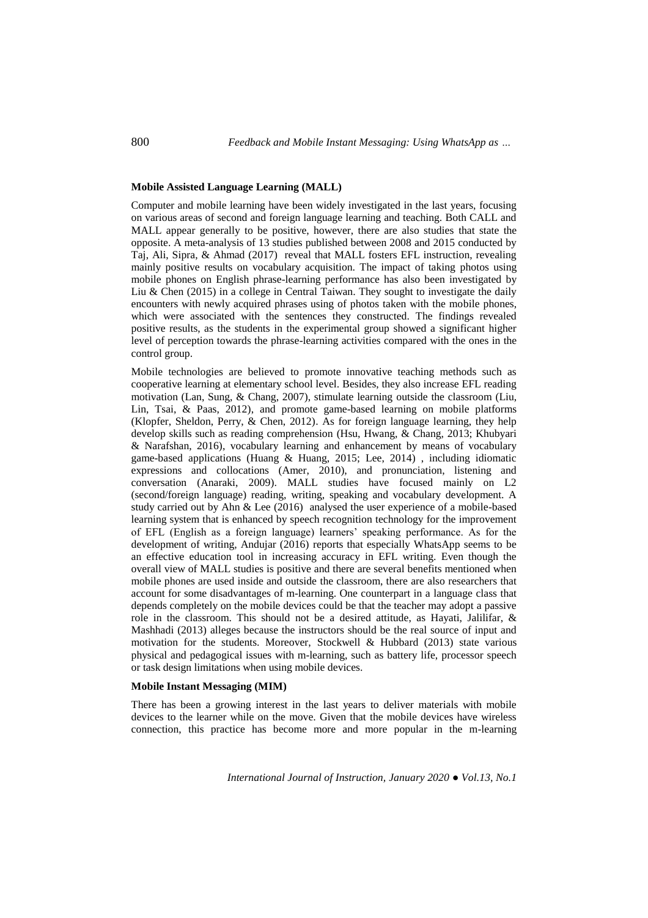### Mobile Assisted Language Learning (MALL)

Computer and mobile learning have been widely investigated in the last years, focusing on various areas of second and foreign language learning and teaching. Both CALL and MALL appear generally to be positive, however, there are also studies that state the opposite. A meta-analysis of 13 studies published between 2008 and 2015 conducted by Taj, Ali, Sipra, & Ahmad (2017) reveal that MALL fosters EFL instruction, revealing mainly positive results on vocabulary acquisition. The impact of taking photos using mobile phones on English phrase-learning performance has also been investigated by Liu & Chen (2015) in a college in Central Taiwan. They sought to investigate the daily encounters with newly acquired phrases using of photos taken with the mobile phones, which were associated with the sentences they constructed. The findings revealed positive results, as the students in the experimental group showed a significant higher level of perception towards the phrase-learning activities compared with the ones in the control group.

Mobile technologies are believed to promote innovative teaching methods such as cooperative learning at elementary school level. Besides, they also increase EFL reading motivation (Lan, Sung, & Chang, 2007), stimulate learning outside the classroom (Liu, Lin, Tsai, & Paas, 2012), and promote game-based learning on mobile platforms (Klopfer, Sheldon, Perry, & Chen, 2012). As for foreign language learning, they help develop skills such as reading comprehension (Hsu, Hwang, & Chang, 2013; Khubyari & Narafshan, 2016), vocabulary learning and enhancement by means of vocabulary game-based applications (Huang & Huang, 2015; Lee, 2014) , including idiomatic expressions and collocations (Amer, 2010), and pronunciation, listening and conversation (Anaraki, 2009). MALL studies have focused mainly on L2 (second/foreign language) reading, writing, speaking and vocabulary development. A study carried out by Ahn & Lee (2016) analysed the user experience of a mobile-based learning system that is enhanced by speech recognition technology for the improvement of EFL (English as a foreign language) learners' speaking performance. As for the development of writing, Andujar (2016) reports that especially WhatsApp seems to be an effective education tool in increasing accuracy in EFL writing. Even though the overall view of MALL studies is positive and there are several benefits mentioned when mobile phones are used inside and outside the classroom, there are also researchers that account for some disadvantages of m-learning. One counterpart in a language class that depends completely on the mobile devices could be that the teacher may adopt a passive role in the classroom. This should not be a desired attitude, as Hayati, Jalilifar, & Mashhadi (2013) alleges because the instructors should be the real source of input and motivation for the students. Moreover, Stockwell & Hubbard (2013) state various physical and pedagogical issues with m-learning, such as battery life, processor speech or task design limitations when using mobile devices.

### Mobile Instant Messaging (MIM)

There has been a growing interest in the last years to deliver materials with mobile devices to the learner while on the move. Given that the mobile devices have wireless connection, this practice has become more and more popular in the m-learning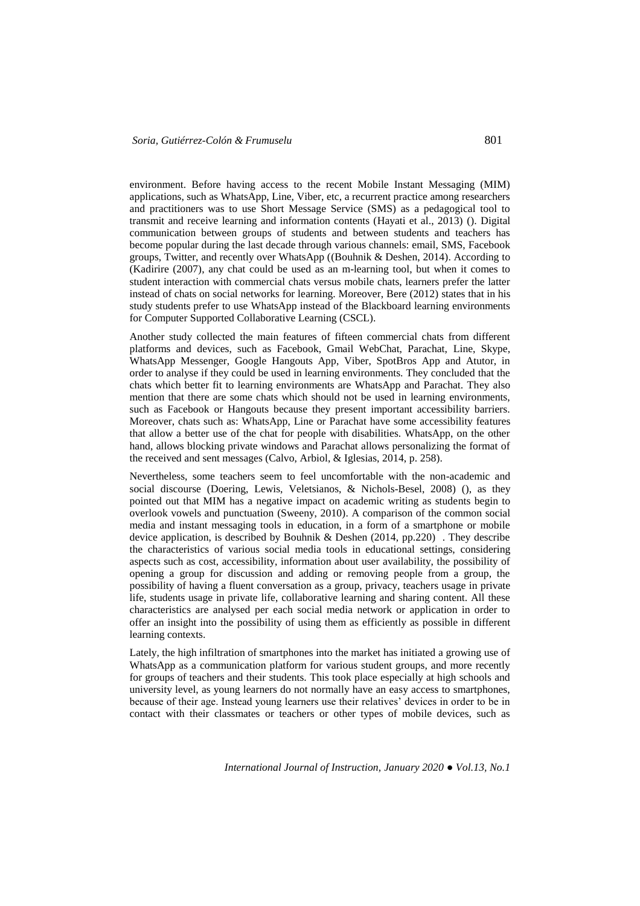environment. Before having access to the recent Mobile Instant Messaging (MIM) applications, such as WhatsApp, Line, Viber, etc, a recurrent practice among researchers and practitioners was to use Short Message Service (SMS) as a pedagogical tool to transmit and receive learning and information contents (Hayati et al., 2013) (). Digital communication between groups of students and between students and teachers has become popular during the last decade through various channels: email, SMS, Facebook groups, Twitter, and recently over WhatsApp ((Bouhnik & Deshen, 2014). According to (Kadirire (2007), any chat could be used as an m-learning tool, but when it comes to student interaction with commercial chats versus mobile chats, learners prefer the latter instead of chats on social networks for learning. Moreover, Bere (2012) states that in his study students prefer to use WhatsApp instead of the Blackboard learning environments for Computer Supported Collaborative Learning (CSCL).

Another study collected the main features of fifteen commercial chats from different platforms and devices, such as Facebook, Gmail WebChat, Parachat, Line, Skype, WhatsApp Messenger, Google Hangouts App, Viber, SpotBros App and Atutor, in order to analyse if they could be used in learning environments. They concluded that the chats which better fit to learning environments are WhatsApp and Parachat. They also mention that there are some chats which should not be used in learning environments, such as Facebook or Hangouts because they present important accessibility barriers. Moreover, chats such as: WhatsApp, Line or Parachat have some accessibility features that allow a better use of the chat for people with disabilities. WhatsApp, on the other hand, allows blocking private windows and Parachat allows personalizing the format of the received and sent messages (Calvo, Arbiol, & Iglesias, 2014, p. 258).

Nevertheless, some teachers seem to feel uncomfortable with the non-academic and social discourse (Doering, Lewis, Veletsianos, & Nichols-Besel, 2008) (), as they pointed out that MIM has a negative impact on academic writing as students begin to overlook vowels and punctuation (Sweeny, 2010). A comparison of the common social media and instant messaging tools in education, in a form of a smartphone or mobile device application, is described by Bouhnik & Deshen (2014, pp.220) . They describe the characteristics of various social media tools in educational settings, considering aspects such as cost, accessibility, information about user availability, the possibility of opening a group for discussion and adding or removing people from a group, the possibility of having a fluent conversation as a group, privacy, teachers usage in private life, students usage in private life, collaborative learning and sharing content. All these characteristics are analysed per each social media network or application in order to offer an insight into the possibility of using them as efficiently as possible in different learning contexts.

Lately, the high infiltration of smartphones into the market has initiated a growing use of WhatsApp as a communication platform for various student groups, and more recently for groups of teachers and their students. This took place especially at high schools and university level, as young learners do not normally have an easy access to smartphones, because of their age. Instead young learners use their relatives' devices in order to be in contact with their classmates or teachers or other types of mobile devices, such as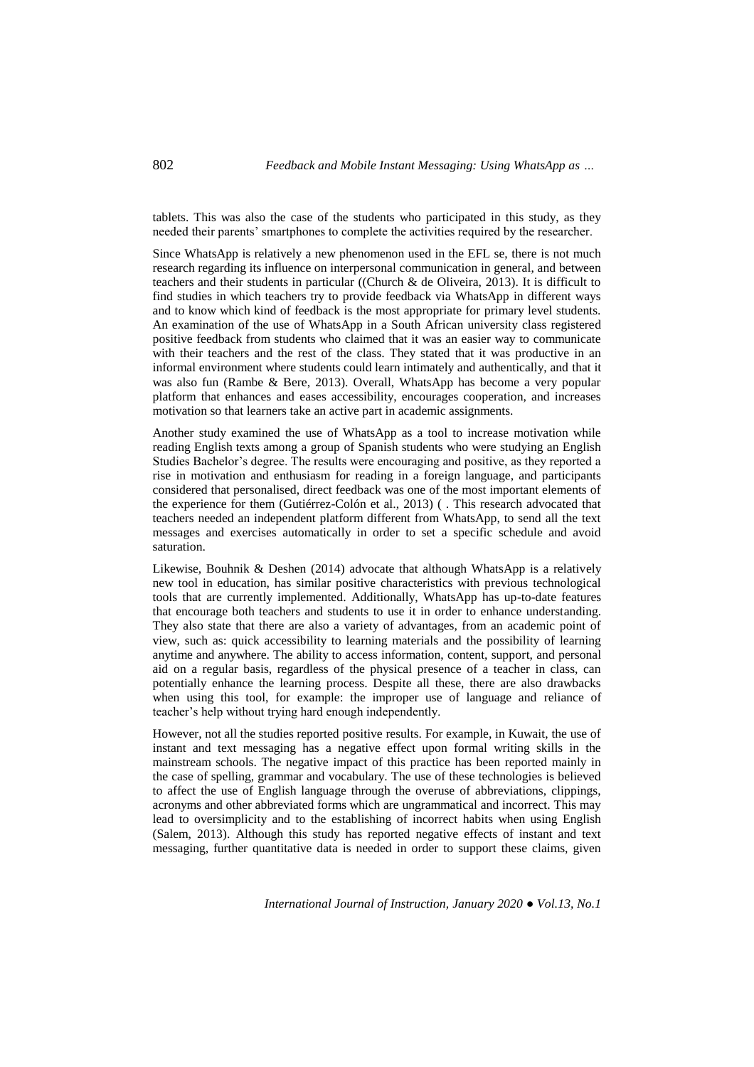tablets. This was also the case of the students who participated in this study, as they needed their parents' smartphones to complete the activities required by the researcher.

Since WhatsApp is relatively a new phenomenon used in the EFL se, there is not much research regarding its influence on interpersonal communication in general, and between teachers and their students in particular ((Church & de Oliveira, 2013). It is difficult to find studies in which teachers try to provide feedback via WhatsApp in different ways and to know which kind of feedback is the most appropriate for primary level students. An examination of the use of WhatsApp in a South African university class registered positive feedback from students who claimed that it was an easier way to communicate with their teachers and the rest of the class. They stated that it was productive in an informal environment where students could learn intimately and authentically, and that it was also fun (Rambe & Bere, 2013). Overall, WhatsApp has become a very popular platform that enhances and eases accessibility, encourages cooperation, and increases motivation so that learners take an active part in academic assignments.

Another study examined the use of WhatsApp as a tool to increase motivation while reading English texts among a group of Spanish students who were studying an English Studies Bachelor's degree. The results were encouraging and positive, as they reported a rise in motivation and enthusiasm for reading in a foreign language, and participants considered that personalised, direct feedback was one of the most important elements of the experience for them (Gutiérrez-Colón et al., 2013) ( . This research advocated that teachers needed an independent platform different from WhatsApp, to send all the text messages and exercises automatically in order to set a specific schedule and avoid saturation.

Likewise, Bouhnik & Deshen (2014) advocate that although WhatsApp is a relatively new tool in education, has similar positive characteristics with previous technological tools that are currently implemented. Additionally, WhatsApp has up-to-date features that encourage both teachers and students to use it in order to enhance understanding. They also state that there are also a variety of advantages, from an academic point of view, such as: quick accessibility to learning materials and the possibility of learning anytime and anywhere. The ability to access information, content, support, and personal aid on a regular basis, regardless of the physical presence of a teacher in class, can potentially enhance the learning process. Despite all these, there are also drawbacks when using this tool, for example: the improper use of language and reliance of teacher's help without trying hard enough independently.

However, not all the studies reported positive results. For example, in Kuwait, the use of instant and text messaging has a negative effect upon formal writing skills in the mainstream schools. The negative impact of this practice has been reported mainly in the case of spelling, grammar and vocabulary. The use of these technologies is believed to affect the use of English language through the overuse of abbreviations, clippings, acronyms and other abbreviated forms which are ungrammatical and incorrect. This may lead to oversimplicity and to the establishing of incorrect habits when using English (Salem, 2013). Although this study has reported negative effects of instant and text messaging, further quantitative data is needed in order to support these claims, given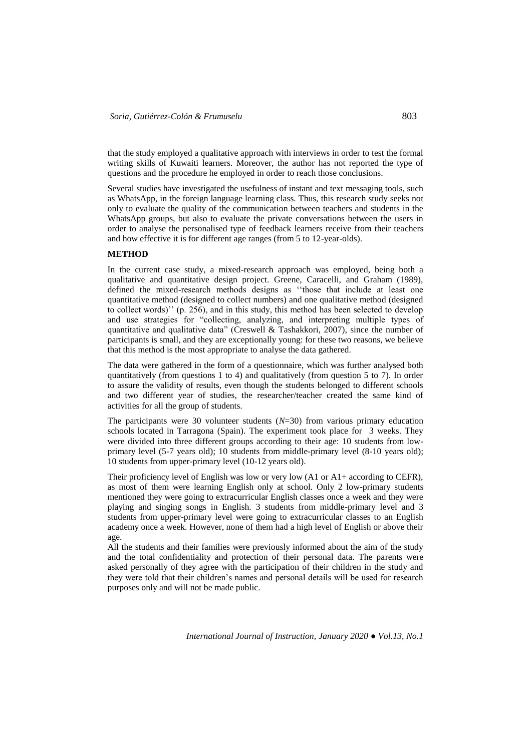that the study employed a qualitative approach with interviews in order to test the formal writing skills of Kuwaiti learners. Moreover, the author has not reported the type of questions and the procedure he employed in order to reach those conclusions.

Several studies have investigated the usefulness of instant and text messaging tools, such as WhatsApp, in the foreign language learning class. Thus, this research study seeks not only to evaluate the quality of the communication between teachers and students in the WhatsApp groups, but also to evaluate the private conversations between the users in order to analyse the personalised type of feedback learners receive from their teachers and how effective it is for different age ranges (from 5 to 12-year-olds).

## METHOD

In the current case study, a mixed-research approach was employed, being both a qualitative and quantitative design project. Greene, Caracelli, and Graham (1989), defined the mixed-research methods designs as ''those that include at least one quantitative method (designed to collect numbers) and one qualitative method (designed to collect words)'' (p. 256), and in this study, this method has been selected to develop and use strategies for "collecting, analyzing, and interpreting multiple types of quantitative and qualitative data" (Creswell & Tashakkori, 2007), since the number of participants is small, and they are exceptionally young: for these two reasons, we believe that this method is the most appropriate to analyse the data gathered.

The data were gathered in the form of a questionnaire, which was further analysed both quantitatively (from questions 1 to 4) and qualitatively (from question 5 to 7). In order to assure the validity of results, even though the students belonged to different schools and two different year of studies, the researcher/teacher created the same kind of activities for all the group of students.

The participants were 30 volunteer students (*N*=30) from various primary education schools located in Tarragona (Spain). The experiment took place for 3 weeks. They were divided into three different groups according to their age: 10 students from low-primary level (5-7 years old); 10 students from middle-primary level (8-10 years old); 10 students from upper-primary level (10-12 years old).

Their proficiency level of English was low or very low (A1 or A1+ according to CEFR), as most of them were learning English only at school. Only 2 low-primary students mentioned they were going to extracurricular English classes once a week and they were playing and singing songs in English. 3 students from middle-primary level and 3 students from upper-primary level were going to extracurricular classes to an English academy once a week. However, none of them had a high level of English or above their age.

All the students and their families were previously informed about the aim of the study and the total confidentiality and protection of their personal data. The parents were asked personally of they agree with the participation of their children in the study and they were told that their children's names and personal details will be used for research purposes only and will not be made public.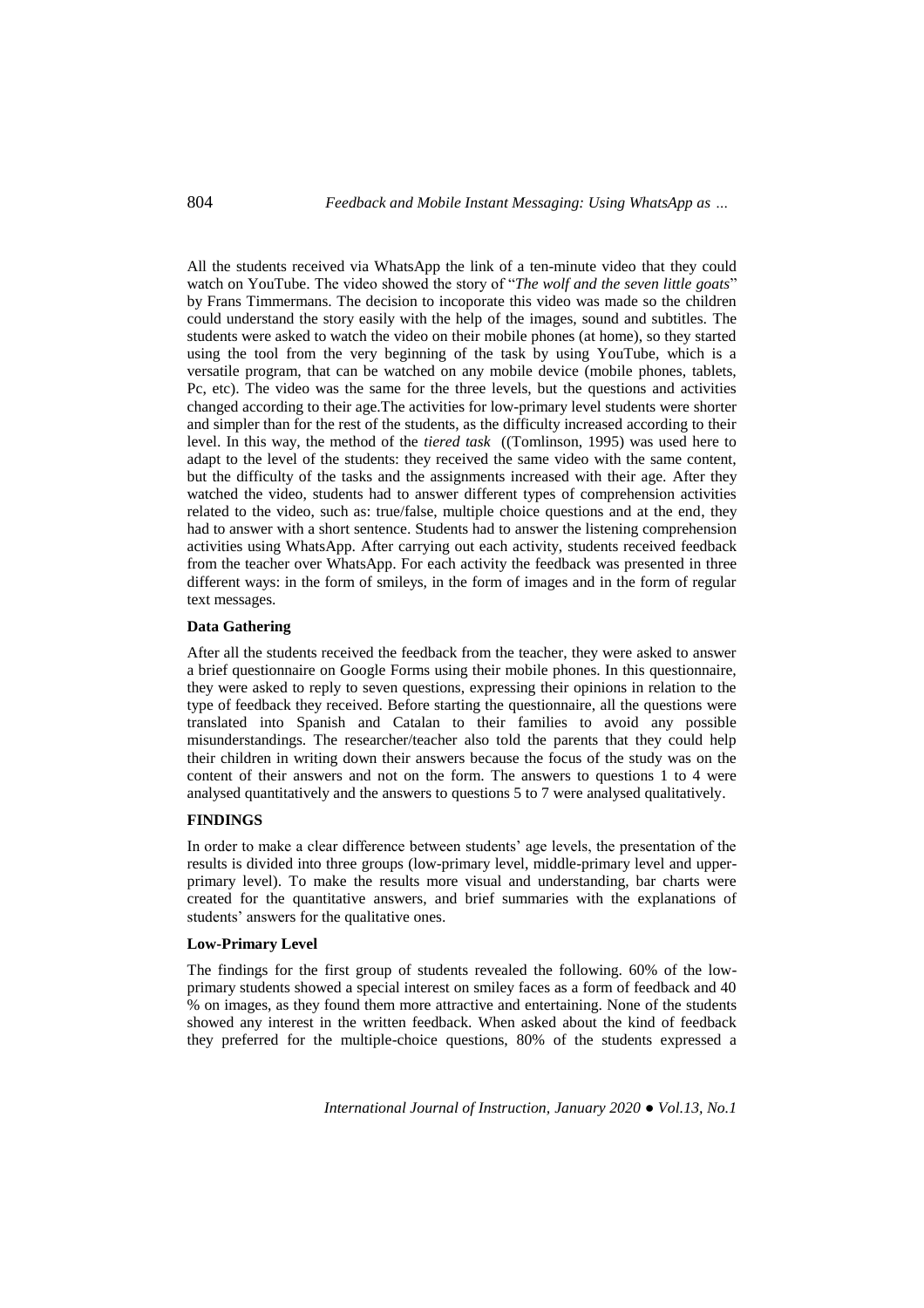All the students received via WhatsApp the link of a ten-minute video that they could watch on YouTube. The video showed the story of "*The wolf and the seven little goats*" by Frans Timmermans. The decision to incoporate this video was made so the children could understand the story easily with the help of the images, sound and subtitles. The students were asked to watch the video on their mobile phones (at home), so they started using the tool from the very beginning of the task by using YouTube, which is a versatile program, that can be watched on any mobile device (mobile phones, tablets, Pc, etc). The video was the same for the three levels, but the questions and activities changed according to their age.The activities for low-primary level students were shorter and simpler than for the rest of the students, as the difficulty increased according to their level. In this way, the method of the *tiered task* ((Tomlinson, 1995) was used here to adapt to the level of the students: they received the same video with the same content, but the difficulty of the tasks and the assignments increased with their age. After they watched the video, students had to answer different types of comprehension activities related to the video, such as: true/false, multiple choice questions and at the end, they had to answer with a short sentence. Students had to answer the listening comprehension activities using WhatsApp. After carrying out each activity, students received feedback from the teacher over WhatsApp. For each activity the feedback was presented in three different ways: in the form of smileys, in the form of images and in the form of regular text messages.

### Data Gathering

After all the students received the feedback from the teacher, they were asked to answer a brief questionnaire on Google Forms using their mobile phones. In this questionnaire, they were asked to reply to seven questions, expressing their opinions in relation to the type of feedback they received. Before starting the questionnaire, all the questions were translated into Spanish and Catalan to their families to avoid any possible misunderstandings. The researcher/teacher also told the parents that they could help their children in writing down their answers because the focus of the study was on the content of their answers and not on the form. The answers to questions 1 to 4 were analysed quantitatively and the answers to questions 5 to 7 were analysed qualitatively.

## FINDINGS

In order to make a clear difference between students' age levels, the presentation of the results is divided into three groups (low-primary level, middle-primary level and upper-primary level). To make the results more visual and understanding, bar charts were created for the quantitative answers, and brief summaries with the explanations of students' answers for the qualitative ones.

### Low-Primary Level

The findings for the first group of students revealed the following. 60% of the low-primary students showed a special interest on smiley faces as a form of feedback and 40 % on images, as they found them more attractive and entertaining. None of the students showed any interest in the written feedback. When asked about the kind of feedback they preferred for the multiple-choice questions, 80% of the students expressed a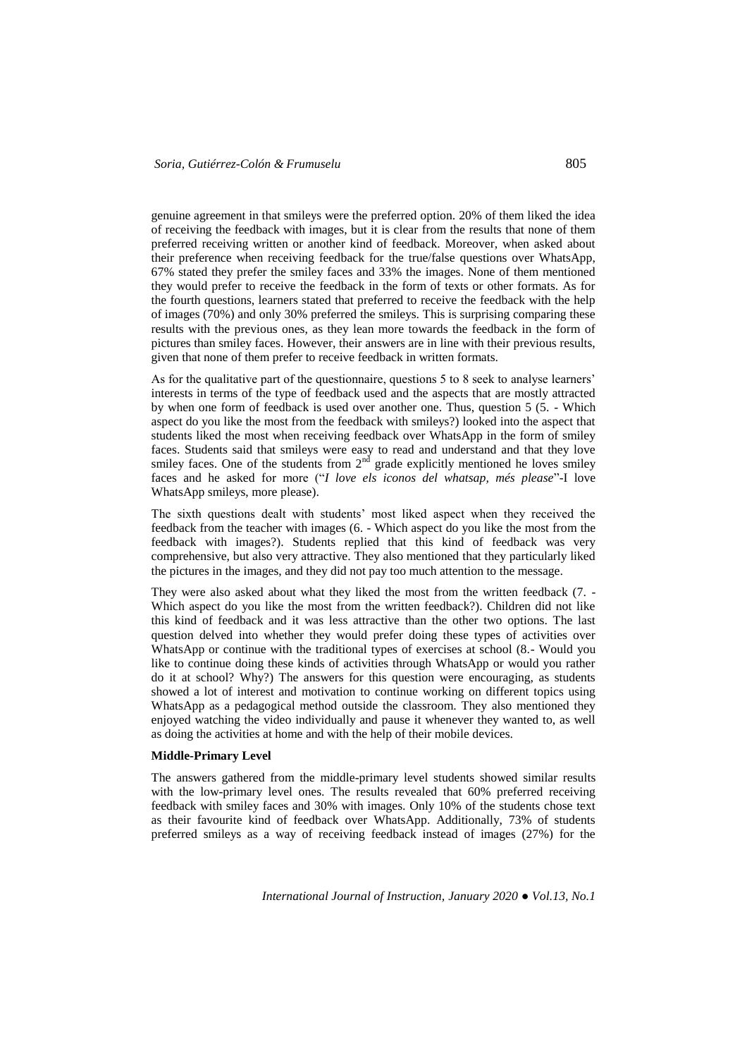genuine agreement in that smileys were the preferred option. 20% of them liked the idea of receiving the feedback with images, but it is clear from the results that none of them preferred receiving written or another kind of feedback. Moreover, when asked about their preference when receiving feedback for the true/false questions over WhatsApp, 67% stated they prefer the smiley faces and 33% the images. None of them mentioned they would prefer to receive the feedback in the form of texts or other formats. As for the fourth questions, learners stated that preferred to receive the feedback with the help of images (70%) and only 30% preferred the smileys. This is surprising comparing these results with the previous ones, as they lean more towards the feedback in the form of pictures than smiley faces. However, their answers are in line with their previous results, given that none of them prefer to receive feedback in written formats.

As for the qualitative part of the questionnaire, questions 5 to 8 seek to analyse learners' interests in terms of the type of feedback used and the aspects that are mostly attracted by when one form of feedback is used over another one. Thus, question 5 (5. - Which aspect do you like the most from the feedback with smileys?) looked into the aspect that students liked the most when receiving feedback over WhatsApp in the form of smiley faces. Students said that smileys were easy to read and understand and that they love smiley faces. One of the students from 2nd grade explicitly mentioned he loves smiley faces and he asked for more ("*I love els iconos del whatsap, més please*"-I love WhatsApp smileys, more please).

The sixth questions dealt with students' most liked aspect when they received the feedback from the teacher with images (6. - Which aspect do you like the most from the feedback with images?). Students replied that this kind of feedback was very comprehensive, but also very attractive. They also mentioned that they particularly liked the pictures in the images, and they did not pay too much attention to the message.

They were also asked about what they liked the most from the written feedback (7. - Which aspect do you like the most from the written feedback?). Children did not like this kind of feedback and it was less attractive than the other two options. The last question delved into whether they would prefer doing these types of activities over WhatsApp or continue with the traditional types of exercises at school (8.- Would you like to continue doing these kinds of activities through WhatsApp or would you rather do it at school? Why?) The answers for this question were encouraging, as students showed a lot of interest and motivation to continue working on different topics using WhatsApp as a pedagogical method outside the classroom. They also mentioned they enjoyed watching the video individually and pause it whenever they wanted to, as well as doing the activities at home and with the help of their mobile devices.

**Middle-Primary Level**

The answers gathered from the middle-primary level students showed similar results with the low-primary level ones. The results revealed that 60% preferred receiving feedback with smiley faces and 30% with images. Only 10% of the students chose text as their favourite kind of feedback over WhatsApp. Additionally, 73% of students preferred smileys as a way of receiving feedback instead of images (27%) for the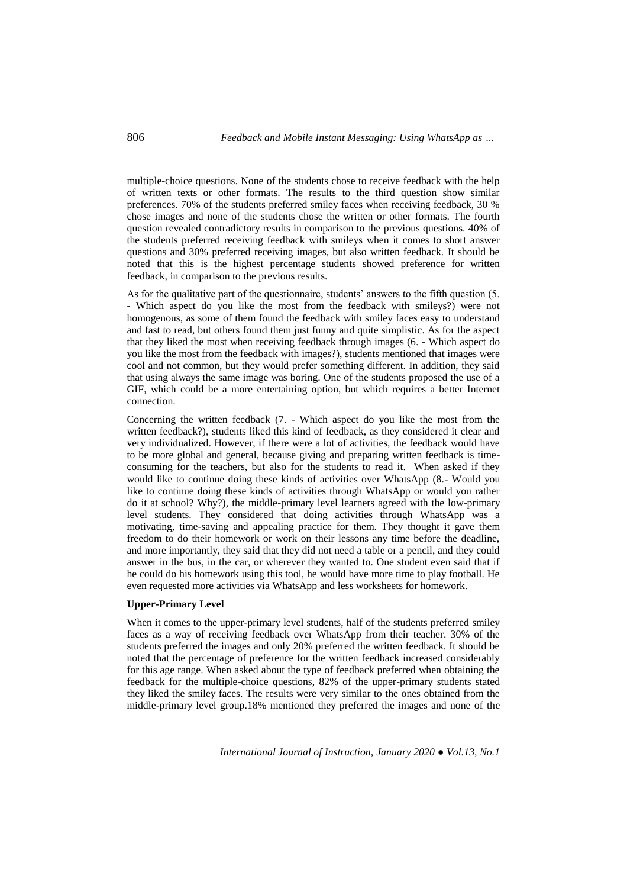multiple-choice questions. None of the students chose to receive feedback with the help of written texts or other formats. The results to the third question show similar preferences. 70% of the students preferred smiley faces when receiving feedback, 30 % chose images and none of the students chose the written or other formats. The fourth question revealed contradictory results in comparison to the previous questions. 40% of the students preferred receiving feedback with smileys when it comes to short answer questions and 30% preferred receiving images, but also written feedback. It should be noted that this is the highest percentage students showed preference for written feedback, in comparison to the previous results.

As for the qualitative part of the questionnaire, students' answers to the fifth question (5. - Which aspect do you like the most from the feedback with smileys?) were not homogenous, as some of them found the feedback with smiley faces easy to understand and fast to read, but others found them just funny and quite simplistic. As for the aspect that they liked the most when receiving feedback through images (6. - Which aspect do you like the most from the feedback with images?), students mentioned that images were cool and not common, but they would prefer something different. In addition, they said that using always the same image was boring. One of the students proposed the use of a GIF, which could be a more entertaining option, but which requires a better Internet connection.

Concerning the written feedback (7. - Which aspect do you like the most from the written feedback?), students liked this kind of feedback, as they considered it clear and very individualized. However, if there were a lot of activities, the feedback would have to be more global and general, because giving and preparing written feedback is time-consuming for the teachers, but also for the students to read it. When asked if they would like to continue doing these kinds of activities over WhatsApp (8.- Would you like to continue doing these kinds of activities through WhatsApp or would you rather do it at school? Why?), the middle-primary level learners agreed with the low-primary level students. They considered that doing activities through WhatsApp was a motivating, time-saving and appealing practice for them. They thought it gave them freedom to do their homework or work on their lessons any time before the deadline, and more importantly, they said that they did not need a table or a pencil, and they could answer in the bus, in the car, or wherever they wanted to. One student even said that if he could do his homework using this tool, he would have more time to play football. He even requested more activities via WhatsApp and less worksheets for homework.

**Upper-Primary Level**

When it comes to the upper-primary level students, half of the students preferred smiley faces as a way of receiving feedback over WhatsApp from their teacher. 30% of the students preferred the images and only 20% preferred the written feedback. It should be noted that the percentage of preference for the written feedback increased considerably for this age range. When asked about the type of feedback preferred when obtaining the feedback for the multiple-choice questions, 82% of the upper-primary students stated they liked the smiley faces. The results were very similar to the ones obtained from the middle-primary level group.18% mentioned they preferred the images and none of the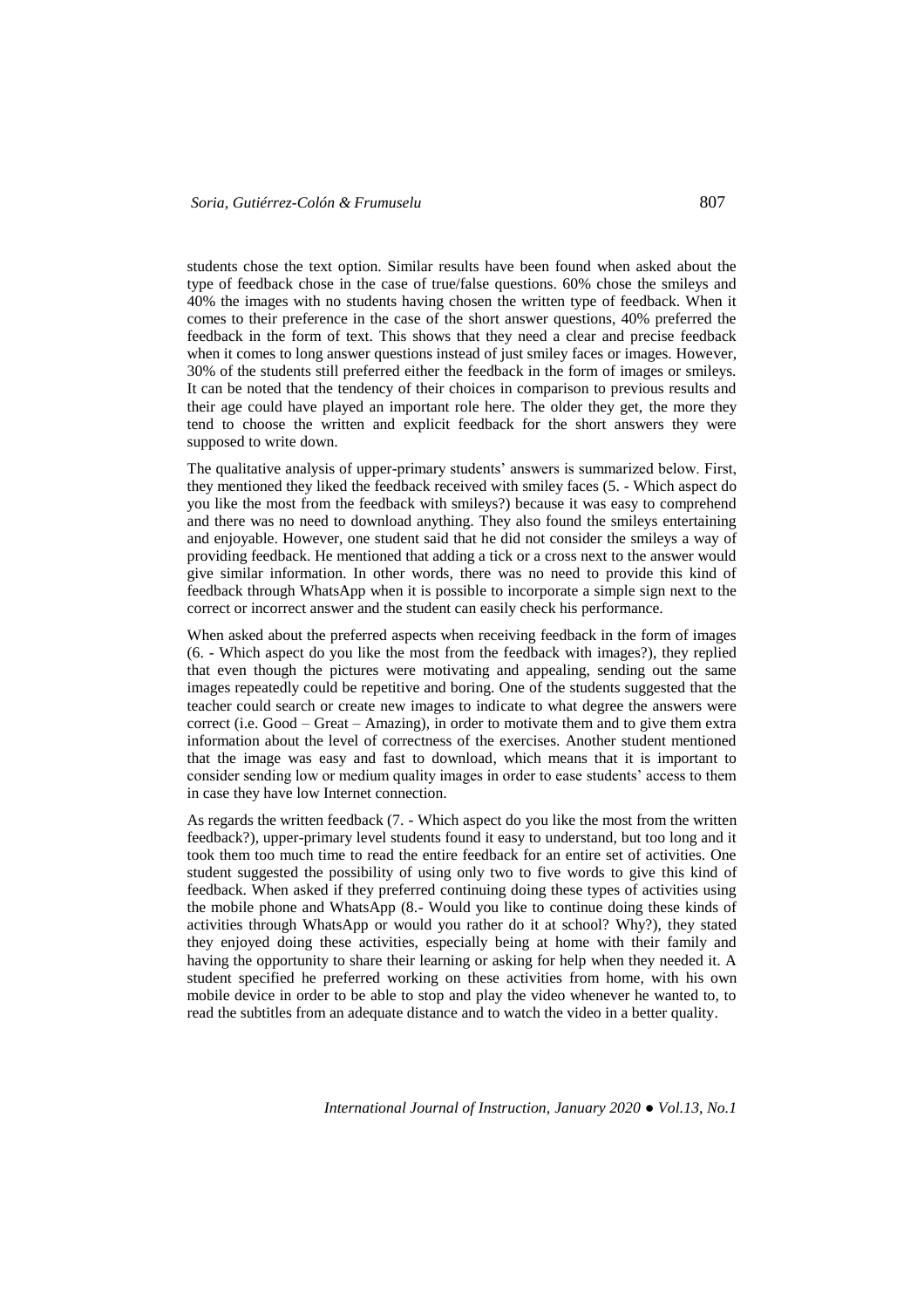students chose the text option. Similar results have been found when asked about the type of feedback chose in the case of true/false questions. 60% chose the smileys and 40% the images with no students having chosen the written type of feedback. When it comes to their preference in the case of the short answer questions, 40% preferred the feedback in the form of text. This shows that they need a clear and precise feedback when it comes to long answer questions instead of just smiley faces or images. However, 30% of the students still preferred either the feedback in the form of images or smileys. It can be noted that the tendency of their choices in comparison to previous results and their age could have played an important role here. The older they get, the more they tend to choose the written and explicit feedback for the short answers they were supposed to write down.

The qualitative analysis of upper-primary students' answers is summarized below. First, they mentioned they liked the feedback received with smiley faces (5. - Which aspect do you like the most from the feedback with smileys?) because it was easy to comprehend and there was no need to download anything. They also found the smileys entertaining and enjoyable. However, one student said that he did not consider the smileys a way of providing feedback. He mentioned that adding a tick or a cross next to the answer would give similar information. In other words, there was no need to provide this kind of feedback through WhatsApp when it is possible to incorporate a simple sign next to the correct or incorrect answer and the student can easily check his performance.

When asked about the preferred aspects when receiving feedback in the form of images (6. - Which aspect do you like the most from the feedback with images?), they replied that even though the pictures were motivating and appealing, sending out the same images repeatedly could be repetitive and boring. One of the students suggested that the teacher could search or create new images to indicate to what degree the answers were correct (i.e. Good – Great – Amazing), in order to motivate them and to give them extra information about the level of correctness of the exercises. Another student mentioned that the image was easy and fast to download, which means that it is important to consider sending low or medium quality images in order to ease students' access to them in case they have low Internet connection.

As regards the written feedback (7. - Which aspect do you like the most from the written feedback?), upper-primary level students found it easy to understand, but too long and it took them too much time to read the entire feedback for an entire set of activities. One student suggested the possibility of using only two to five words to give this kind of feedback. When asked if they preferred continuing doing these types of activities using the mobile phone and WhatsApp (8.- Would you like to continue doing these kinds of activities through WhatsApp or would you rather do it at school? Why?), they stated they enjoyed doing these activities, especially being at home with their family and having the opportunity to share their learning or asking for help when they needed it. A student specified he preferred working on these activities from home, with his own mobile device in order to be able to stop and play the video whenever he wanted to, to read the subtitles from an adequate distance and to watch the video in a better quality.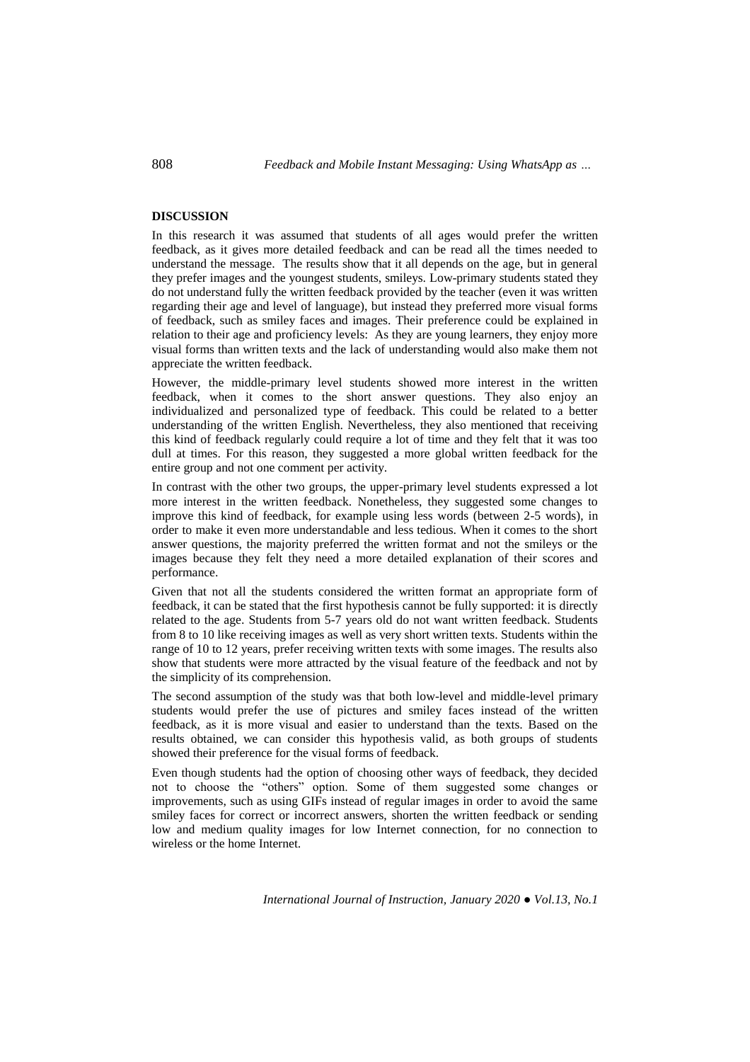## DISCUSSION

In this research it was assumed that students of all ages would prefer the written feedback, as it gives more detailed feedback and can be read all the times needed to understand the message. The results show that it all depends on the age, but in general they prefer images and the youngest students, smileys. Low-primary students stated they do not understand fully the written feedback provided by the teacher (even it was written regarding their age and level of language), but instead they preferred more visual forms of feedback, such as smiley faces and images. Their preference could be explained in relation to their age and proficiency levels: As they are young learners, they enjoy more visual forms than written texts and the lack of understanding would also make them not appreciate the written feedback.

However, the middle-primary level students showed more interest in the written feedback, when it comes to the short answer questions. They also enjoy an individualized and personalized type of feedback. This could be related to a better understanding of the written English. Nevertheless, they also mentioned that receiving this kind of feedback regularly could require a lot of time and they felt that it was too dull at times. For this reason, they suggested a more global written feedback for the entire group and not one comment per activity.

In contrast with the other two groups, the upper-primary level students expressed a lot more interest in the written feedback. Nonetheless, they suggested some changes to improve this kind of feedback, for example using less words (between 2-5 words), in order to make it even more understandable and less tedious. When it comes to the short answer questions, the majority preferred the written format and not the smileys or the images because they felt they need a more detailed explanation of their scores and performance.

Given that not all the students considered the written format an appropriate form of feedback, it can be stated that the first hypothesis cannot be fully supported: it is directly related to the age. Students from 5-7 years old do not want written feedback. Students from 8 to 10 like receiving images as well as very short written texts. Students within the range of 10 to 12 years, prefer receiving written texts with some images. The results also show that students were more attracted by the visual feature of the feedback and not by the simplicity of its comprehension.

The second assumption of the study was that both low-level and middle-level primary students would prefer the use of pictures and smiley faces instead of the written feedback, as it is more visual and easier to understand than the texts. Based on the results obtained, we can consider this hypothesis valid, as both groups of students showed their preference for the visual forms of feedback.

Even though students had the option of choosing other ways of feedback, they decided not to choose the "others" option. Some of them suggested some changes or improvements, such as using GIFs instead of regular images in order to avoid the same smiley faces for correct or incorrect answers, shorten the written feedback or sending low and medium quality images for low Internet connection, for no connection to wireless or the home Internet.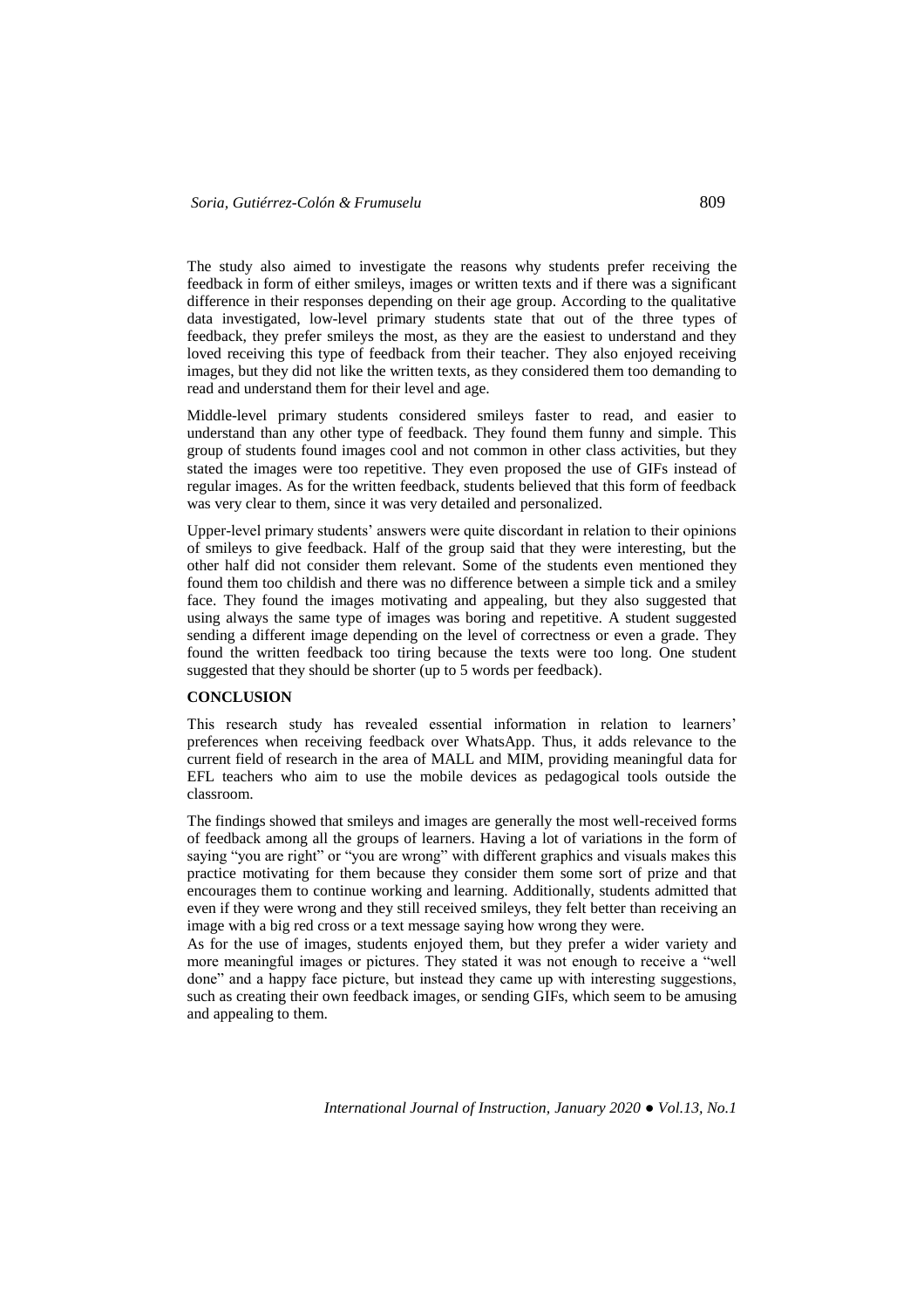The study also aimed to investigate the reasons why students prefer receiving the feedback in form of either smileys, images or written texts and if there was a significant difference in their responses depending on their age group. According to the qualitative data investigated, low-level primary students state that out of the three types of feedback, they prefer smileys the most, as they are the easiest to understand and they loved receiving this type of feedback from their teacher. They also enjoyed receiving images, but they did not like the written texts, as they considered them too demanding to read and understand them for their level and age.

Middle-level primary students considered smileys faster to read, and easier to understand than any other type of feedback. They found them funny and simple. This group of students found images cool and not common in other class activities, but they stated the images were too repetitive. They even proposed the use of GIFs instead of regular images. As for the written feedback, students believed that this form of feedback was very clear to them, since it was very detailed and personalized.

Upper-level primary students' answers were quite discordant in relation to their opinions of smileys to give feedback. Half of the group said that they were interesting, but the other half did not consider them relevant. Some of the students even mentioned they found them too childish and there was no difference between a simple tick and a smiley face. They found the images motivating and appealing, but they also suggested that using always the same type of images was boring and repetitive. A student suggested sending a different image depending on the level of correctness or even a grade. They found the written feedback too tiring because the texts were too long. One student suggested that they should be shorter (up to 5 words per feedback).

## CONCLUSION

This research study has revealed essential information in relation to learners' preferences when receiving feedback over WhatsApp. Thus, it adds relevance to the current field of research in the area of MALL and MIM, providing meaningful data for EFL teachers who aim to use the mobile devices as pedagogical tools outside the classroom.

The findings showed that smileys and images are generally the most well-received forms of feedback among all the groups of learners. Having a lot of variations in the form of saying "you are right" or "you are wrong" with different graphics and visuals makes this practice motivating for them because they consider them some sort of prize and that encourages them to continue working and learning. Additionally, students admitted that even if they were wrong and they still received smileys, they felt better than receiving an image with a big red cross or a text message saying how wrong they were.

As for the use of images, students enjoyed them, but they prefer a wider variety and more meaningful images or pictures. They stated it was not enough to receive a "well done" and a happy face picture, but instead they came up with interesting suggestions, such as creating their own feedback images, or sending GIFs, which seem to be amusing and appealing to them.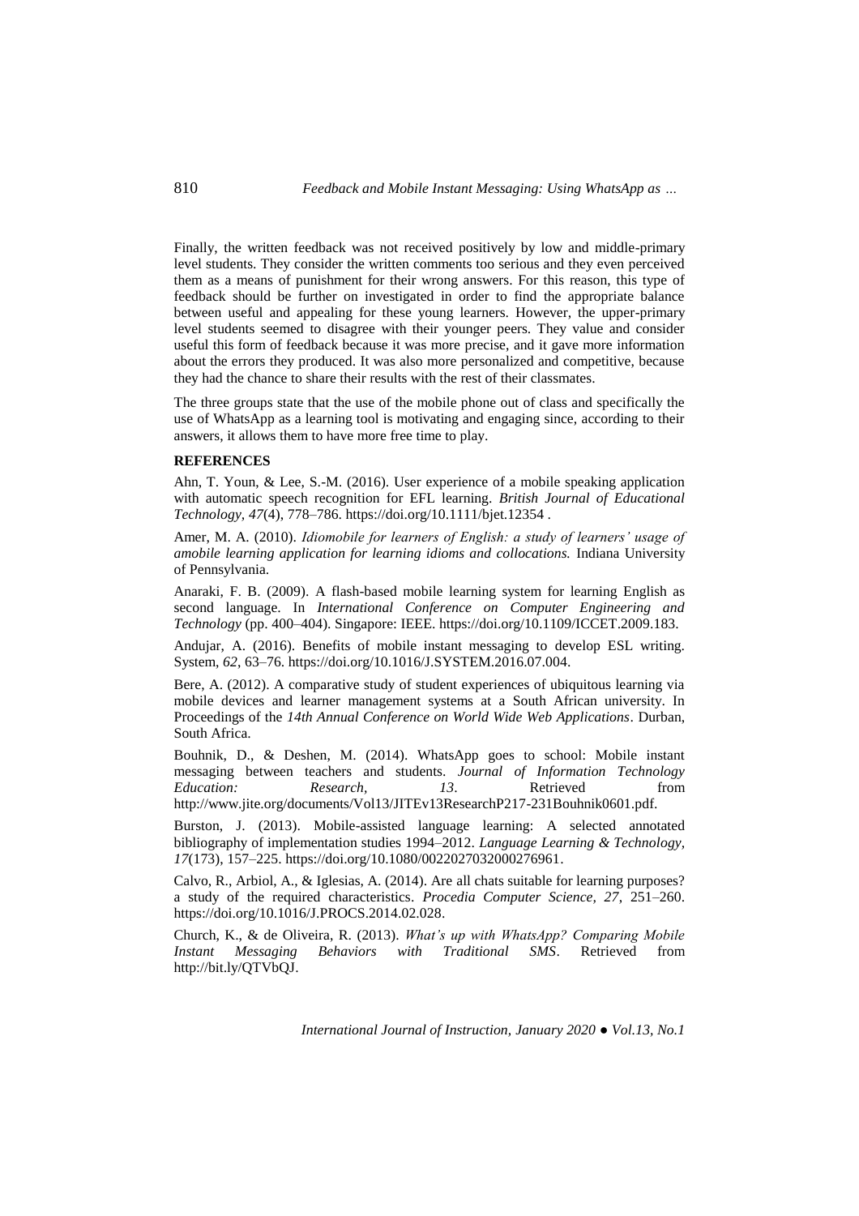Finally, the written feedback was not received positively by low and middle-primary level students. They consider the written comments too serious and they even perceived them as a means of punishment for their wrong answers. For this reason, this type of feedback should be further on investigated in order to find the appropriate balance between useful and appealing for these young learners. However, the upper-primary level students seemed to disagree with their younger peers. They value and consider useful this form of feedback because it was more precise, and it gave more information about the errors they produced. It was also more personalized and competitive, because they had the chance to share their results with the rest of their classmates.

The three groups state that the use of the mobile phone out of class and specifically the use of WhatsApp as a learning tool is motivating and engaging since, according to their answers, it allows them to have more free time to play.

## REFERENCES

Ahn, T. Youn, & Lee, S.-M. (2016). User experience of a mobile speaking application with automatic speech recognition for EFL learning. *British Journal of Educational Technology, 47*(4), 778–786. https://doi.org/10.1111/bjet.12354 .

Amer, M. A. (2010). *Idiomobile for learners of English: a study of learners' usage of amobile learning application for learning idioms and collocations.* Indiana University of Pennsylvania.

Anaraki, F. B. (2009). A flash-based mobile learning system for learning English as second language. In *International Conference on Computer Engineering and Technology* (pp. 400–404). Singapore: IEEE. https://doi.org/10.1109/ICCET.2009.183.

Andujar, A. (2016). Benefits of mobile instant messaging to develop ESL writing. System, *62*, 63–76. https://doi.org/10.1016/J.SYSTEM.2016.07.004.

Bere, A. (2012). A comparative study of student experiences of ubiquitous learning via mobile devices and learner management systems at a South African university. In Proceedings of the *14th Annual Conference on World Wide Web Applications*. Durban, South Africa.

Bouhnik, D., & Deshen, M. (2014). WhatsApp goes to school: Mobile instant messaging between teachers and students. *Journal of Information Technology Education: Research, 13*. Retrieved from http://www.jite.org/documents/Vol13/JITEv13ResearchP217-231Bouhnik0601.pdf.

Burston, J. (2013). Mobile-assisted language learning: A selected annotated bibliography of implementation studies 1994–2012. *Language Learning & Technology, 17*(173), 157–225. https://doi.org/10.1080/0022027032000276961.

Calvo, R., Arbiol, A., & Iglesias, A. (2014). Are all chats suitable for learning purposes? a study of the required characteristics. *Procedia Computer Science, 27*, 251–260. https://doi.org/10.1016/J.PROCS.2014.02.028.

Church, K., & de Oliveira, R. (2013). *What's up with WhatsApp? Comparing Mobile Instant Messaging Behaviors with Traditional SMS*. Retrieved from http://bit.ly/QTVbQJ.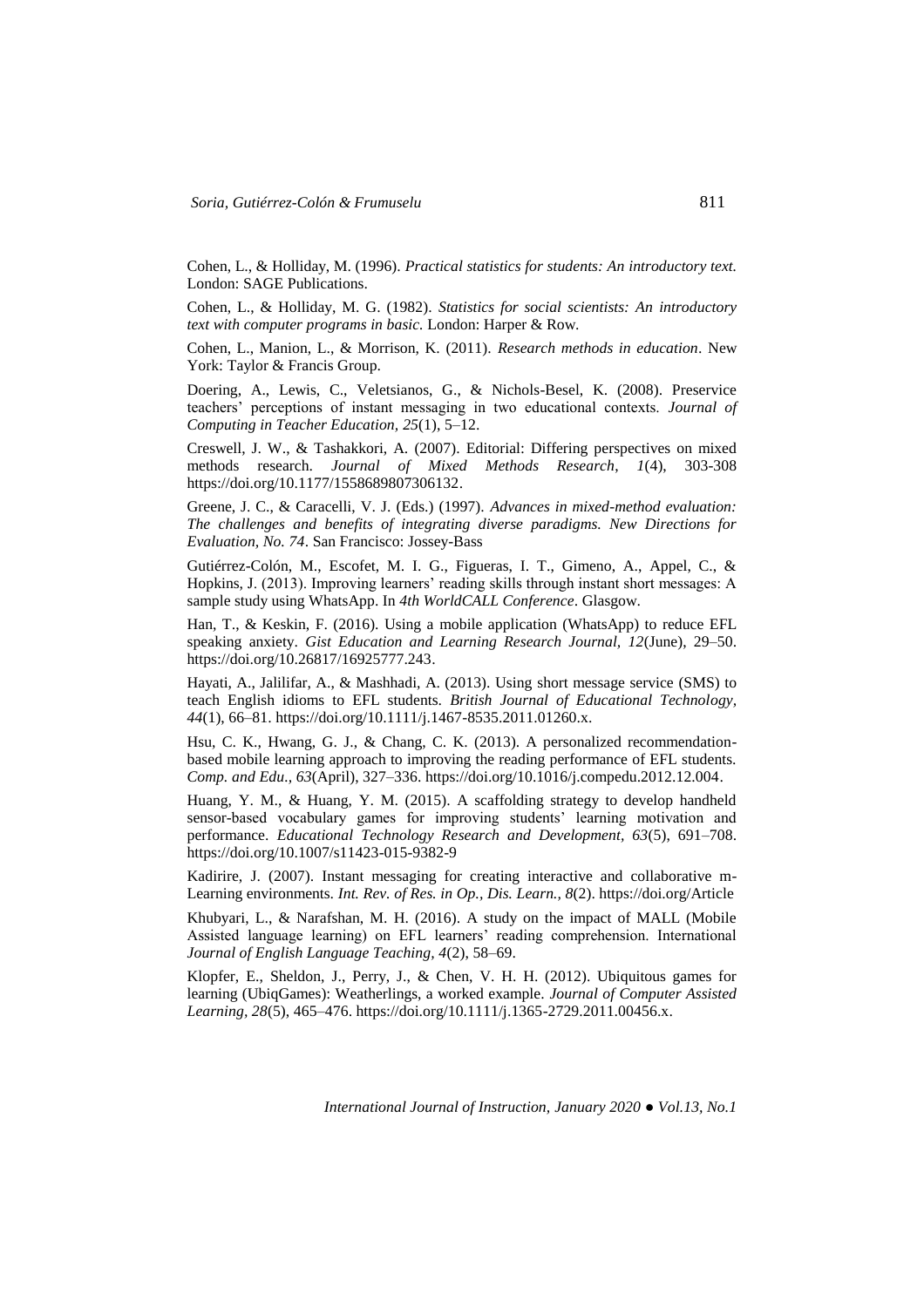Cohen, L., & Holliday, M. (1996). *Practical statistics for students: An introductory text.* London: SAGE Publications.

Cohen, L., & Holliday, M. G. (1982). *Statistics for social scientists: An introductory text with computer programs in basic.* London: Harper & Row.

Cohen, L., Manion, L., & Morrison, K. (2011). *Research methods in education*. New York: Taylor & Francis Group.

Doering, A., Lewis, C., Veletsianos, G., & Nichols-Besel, K. (2008). Preservice teachers' perceptions of instant messaging in two educational contexts. *Journal of Computing in Teacher Education, 25*(1), 5–12.

Creswell, J. W., & Tashakkori, A. (2007). Editorial: Differing perspectives on mixed methods research. *Journal of Mixed Methods Research*, *1*(4), 303-308 https://doi.org/10.1177/1558689807306132.

Greene, J. C., & Caracelli, V. J. (Eds.) (1997). *Advances in mixed-method evaluation: The challenges and benefits of integrating diverse paradigms. New Directions for Evaluation, No. 74*. San Francisco: Jossey-Bass

Gutiérrez-Colón, M., Escofet, M. I. G., Figueras, I. T., Gimeno, A., Appel, C., & Hopkins, J. (2013). Improving learners' reading skills through instant short messages: A sample study using WhatsApp. In *4th WorldCALL Conference*. Glasgow.

Han, T., & Keskin, F. (2016). Using a mobile application (WhatsApp) to reduce EFL speaking anxiety. *Gist Education and Learning Research Journal, 12*(June), 29–50. https://doi.org/10.26817/16925777.243.

Hayati, A., Jalilifar, A., & Mashhadi, A. (2013). Using short message service (SMS) to teach English idioms to EFL students. *British Journal of Educational Technology, 44*(1), 66–81. https://doi.org/10.1111/j.1467-8535.2011.01260.x.

Hsu, C. K., Hwang, G. J., & Chang, C. K. (2013). A personalized recommendation-based mobile learning approach to improving the reading performance of EFL students. *Comp. and Edu., 63*(April), 327–336. https://doi.org/10.1016/j.compedu.2012.12.004.

Huang, Y. M., & Huang, Y. M. (2015). A scaffolding strategy to develop handheld sensor-based vocabulary games for improving students' learning motivation and performance. *Educational Technology Research and Development, 63*(5), 691–708. https://doi.org/10.1007/s11423-015-9382-9

Kadirire, J. (2007). Instant messaging for creating interactive and collaborative m-Learning environments. *Int. Rev. of Res. in Op., Dis. Learn., 8*(2). https://doi.org/Article

Khubyari, L., & Narafshan, M. H. (2016). A study on the impact of MALL (Mobile Assisted language learning) on EFL learners' reading comprehension. International *Journal of English Language Teaching, 4*(2), 58–69.

Klopfer, E., Sheldon, J., Perry, J., & Chen, V. H. H. (2012). Ubiquitous games for learning (UbiqGames): Weatherlings, a worked example. *Journal of Computer Assisted Learning, 28*(5), 465–476. https://doi.org/10.1111/j.1365-2729.2011.00456.x.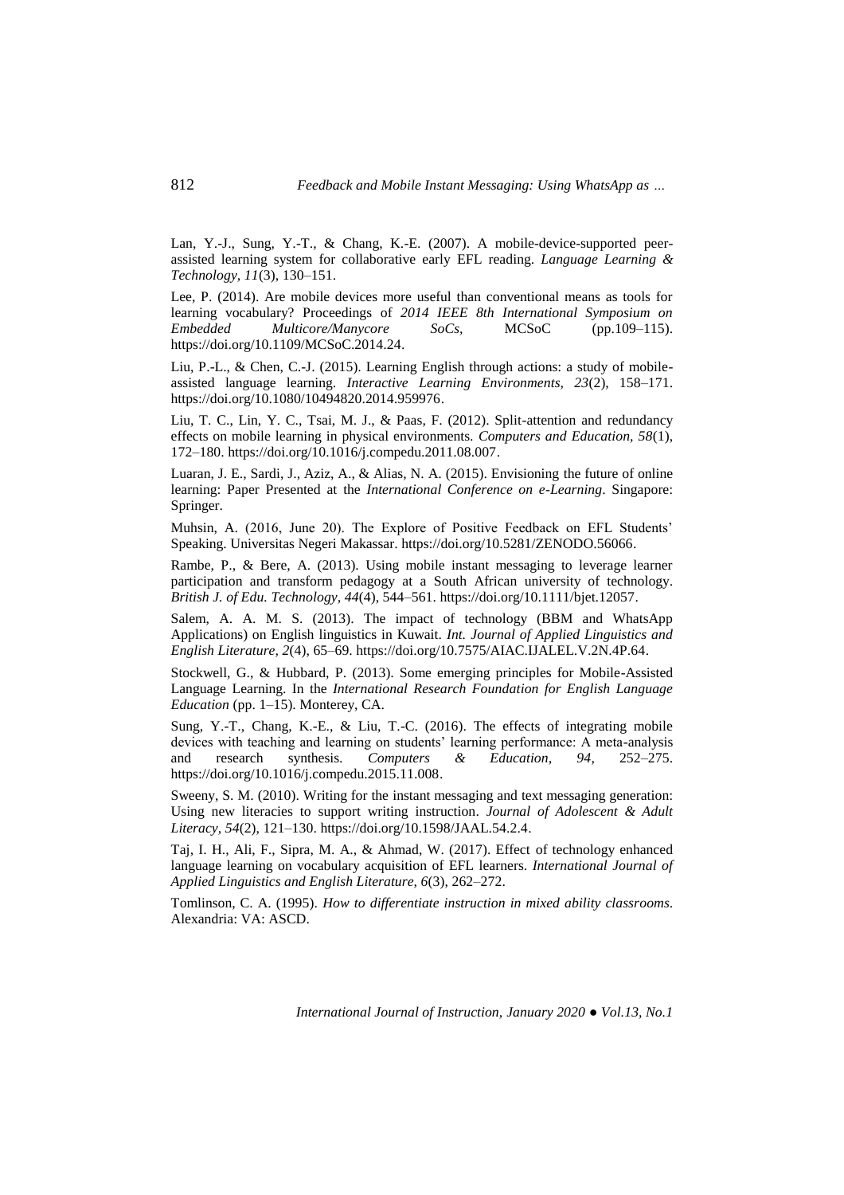Lan, Y.-J., Sung, Y.-T., & Chang, K.-E. (2007). A mobile-device-supported peer-assisted learning system for collaborative early EFL reading. *Language Learning & Technology, 11*(3), 130–151.

Lee, P. (2014). Are mobile devices more useful than conventional means as tools for learning vocabulary? Proceedings of *2014 IEEE 8th International Symposium on Embedded Multicore/Manycore SoCs*, MCSoC (pp.109–115). https://doi.org/10.1109/MCSoC.2014.24.

Liu, P.-L., & Chen, C.-J. (2015). Learning English through actions: a study of mobile-assisted language learning. *Interactive Learning Environments, 23*(2), 158–171. https://doi.org/10.1080/10494820.2014.959976.

Liu, T. C., Lin, Y. C., Tsai, M. J., & Paas, F. (2012). Split-attention and redundancy effects on mobile learning in physical environments. *Computers and Education, 58*(1), 172–180. https://doi.org/10.1016/j.compedu.2011.08.007.

Luaran, J. E., Sardi, J., Aziz, A., & Alias, N. A. (2015). Envisioning the future of online learning: Paper Presented at the *International Conference on e-Learning*. Singapore: Springer.

Muhsin, A. (2016, June 20). The Explore of Positive Feedback on EFL Students' Speaking. Universitas Negeri Makassar. https://doi.org/10.5281/ZENODO.56066.

Rambe, P., & Bere, A. (2013). Using mobile instant messaging to leverage learner participation and transform pedagogy at a South African university of technology. *British J. of Edu. Technology, 44*(4), 544–561. https://doi.org/10.1111/bjet.12057.

Salem, A. A. M. S. (2013). The impact of technology (BBM and WhatsApp Applications) on English linguistics in Kuwait. *Int. Journal of Applied Linguistics and English Literature, 2*(4), 65–69. https://doi.org/10.7575/AIAC.IJALEL.V.2N.4P.64.

Stockwell, G., & Hubbard, P. (2013). Some emerging principles for Mobile-Assisted Language Learning. In the *International Research Foundation for English Language Education* (pp. 1–15). Monterey, CA.

Sung, Y.-T., Chang, K.-E., & Liu, T.-C. (2016). The effects of integrating mobile devices with teaching and learning on students' learning performance: A meta-analysis and research synthesis. *Computers & Education, 94*, 252–275. https://doi.org/10.1016/j.compedu.2015.11.008.

Sweeny, S. M. (2010). Writing for the instant messaging and text messaging generation: Using new literacies to support writing instruction. *Journal of Adolescent & Adult Literacy, 54*(2), 121–130. https://doi.org/10.1598/JAAL.54.2.4.

Taj, I. H., Ali, F., Sipra, M. A., & Ahmad, W. (2017). Effect of technology enhanced language learning on vocabulary acquisition of EFL learners. *International Journal of Applied Linguistics and English Literature, 6*(3), 262–272.

Tomlinson, C. A. (1995). *How to differentiate instruction in mixed ability classrooms*. Alexandria: VA: ASCD.